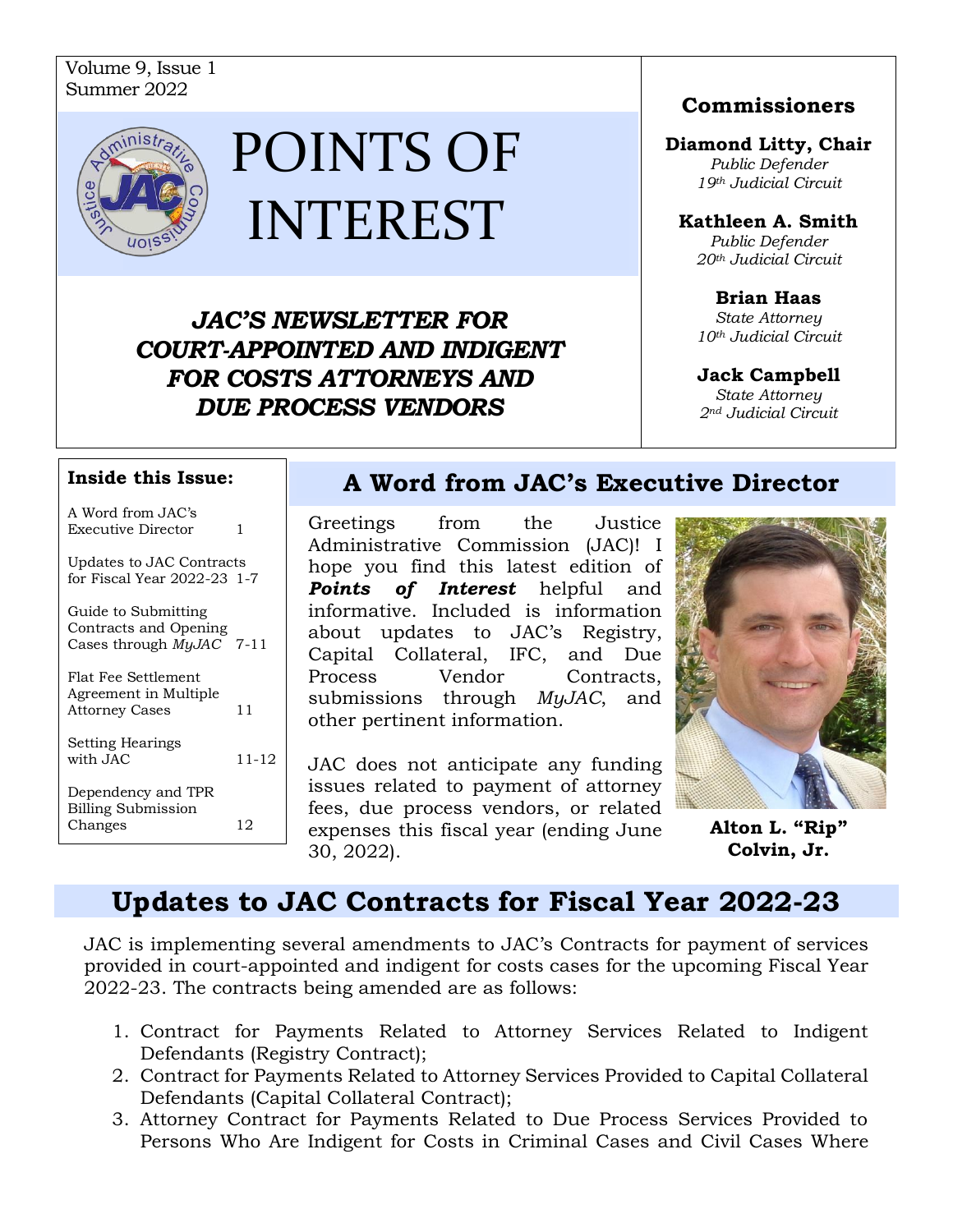Volume 9, Issue 1
Summer 2022

# POINTS OF INTEREST

***JAC'S NEWSLETTER FOR COURT-APPOINTED AND INDIGENT FOR COSTS ATTORNEYS AND DUE PROCESS VENDORS***

### Commissioners

**Diamond Litty, Chair**
*Public Defender*
*19th Judicial Circuit*

**Kathleen A. Smith**
*Public Defender*
*20th Judicial Circuit*

**Brian Haas**
*State Attorney*
*10th Judicial Circuit*

**Jack Campbell**
*State Attorney*
*2nd Judicial Circuit*

**Inside this Issue:**

| | |
|---|---|
| A Word from JAC's Executive Director | 1 |
| Updates to JAC Contracts for Fiscal Year 2022-23 | 1-7 |
| Guide to Submitting Contracts and Opening Cases through *MyJAC* | 7-11 |
| Flat Fee Settlement Agreement in Multiple Attorney Cases | 11 |
| Setting Hearings with JAC | 11-12 |
| Dependency and TPR Billing Submission Changes | 12 |

## A Word from JAC's Executive Director

Greetings from the Justice Administrative Commission (JAC)! I hope you find this latest edition of ***Points of Interest*** helpful and informative. Included is information about updates to JAC's Registry, Capital Collateral, IFC, and Due Process Vendor Contracts, submissions through *MyJAC*, and other pertinent information.

JAC does not anticipate any funding issues related to payment of attorney fees, due process vendors, or related expenses this fiscal year (ending June 30, 2022).

**Alton L. "Rip" Colvin, Jr.**

## Updates to JAC Contracts for Fiscal Year 2022-23

JAC is implementing several amendments to JAC's Contracts for payment of services provided in court-appointed and indigent for costs cases for the upcoming Fiscal Year 2022-23. The contracts being amended are as follows:

1. Contract for Payments Related to Attorney Services Related to Indigent Defendants (Registry Contract);
2. Contract for Payments Related to Attorney Services Provided to Capital Collateral Defendants (Capital Collateral Contract);
3. Attorney Contract for Payments Related to Due Process Services Provided to Persons Who Are Indigent for Costs in Criminal Cases and Civil Cases Where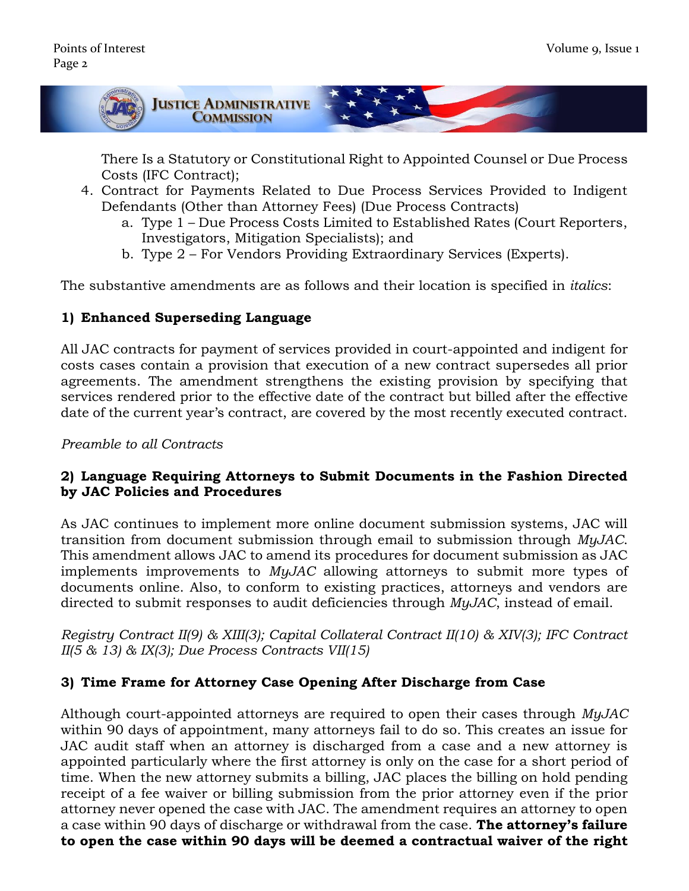There Is a Statutory or Constitutional Right to Appointed Counsel or Due Process Costs (IFC Contract);

4. Contract for Payments Related to Due Process Services Provided to Indigent Defendants (Other than Attorney Fees) (Due Process Contracts)
   a. Type 1 – Due Process Costs Limited to Established Rates (Court Reporters, Investigators, Mitigation Specialists); and
   b. Type 2 – For Vendors Providing Extraordinary Services (Experts).

The substantive amendments are as follows and their location is specified in *italics*:

**1) Enhanced Superseding Language**

All JAC contracts for payment of services provided in court-appointed and indigent for costs cases contain a provision that execution of a new contract supersedes all prior agreements. The amendment strengthens the existing provision by specifying that services rendered prior to the effective date of the contract but billed after the effective date of the current year's contract, are covered by the most recently executed contract.

*Preamble to all Contracts*

**2) Language Requiring Attorneys to Submit Documents in the Fashion Directed by JAC Policies and Procedures**

As JAC continues to implement more online document submission systems, JAC will transition from document submission through email to submission through *MyJAC*. This amendment allows JAC to amend its procedures for document submission as JAC implements improvements to *MyJAC* allowing attorneys to submit more types of documents online. Also, to conform to existing practices, attorneys and vendors are directed to submit responses to audit deficiencies through *MyJAC*, instead of email.

*Registry Contract II(9) & XIII(3); Capital Collateral Contract II(10) & XIV(3); IFC Contract II(5 & 13) & IX(3); Due Process Contracts VII(15)*

**3) Time Frame for Attorney Case Opening After Discharge from Case**

Although court-appointed attorneys are required to open their cases through *MyJAC* within 90 days of appointment, many attorneys fail to do so. This creates an issue for JAC audit staff when an attorney is discharged from a case and a new attorney is appointed particularly where the first attorney is only on the case for a short period of time. When the new attorney submits a billing, JAC places the billing on hold pending receipt of a fee waiver or billing submission from the prior attorney even if the prior attorney never opened the case with JAC. The amendment requires an attorney to open a case within 90 days of discharge or withdrawal from the case. **The attorney's failure to open the case within 90 days will be deemed a contractual waiver of the right**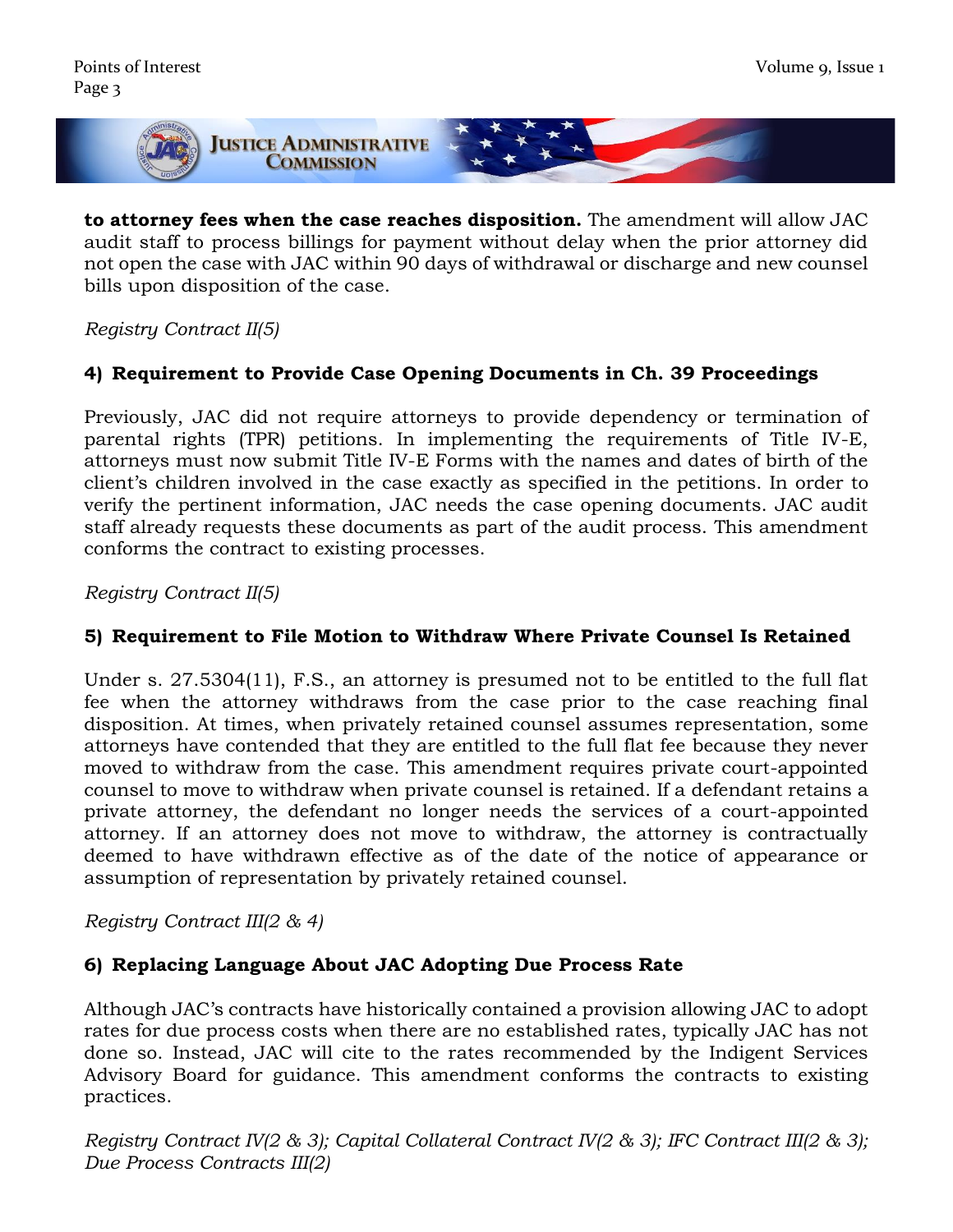**to attorney fees when the case reaches disposition.** The amendment will allow JAC audit staff to process billings for payment without delay when the prior attorney did not open the case with JAC within 90 days of withdrawal or discharge and new counsel bills upon disposition of the case.

*Registry Contract II(5)*

### 4) Requirement to Provide Case Opening Documents in Ch. 39 Proceedings

Previously, JAC did not require attorneys to provide dependency or termination of parental rights (TPR) petitions. In implementing the requirements of Title IV-E, attorneys must now submit Title IV-E Forms with the names and dates of birth of the client's children involved in the case exactly as specified in the petitions. In order to verify the pertinent information, JAC needs the case opening documents. JAC audit staff already requests these documents as part of the audit process. This amendment conforms the contract to existing processes.

*Registry Contract II(5)*

### 5) Requirement to File Motion to Withdraw Where Private Counsel Is Retained

Under s. 27.5304(11), F.S., an attorney is presumed not to be entitled to the full flat fee when the attorney withdraws from the case prior to the case reaching final disposition. At times, when privately retained counsel assumes representation, some attorneys have contended that they are entitled to the full flat fee because they never moved to withdraw from the case. This amendment requires private court-appointed counsel to move to withdraw when private counsel is retained. If a defendant retains a private attorney, the defendant no longer needs the services of a court-appointed attorney. If an attorney does not move to withdraw, the attorney is contractually deemed to have withdrawn effective as of the date of the notice of appearance or assumption of representation by privately retained counsel.

*Registry Contract III(2 & 4)*

### 6) Replacing Language About JAC Adopting Due Process Rate

Although JAC's contracts have historically contained a provision allowing JAC to adopt rates for due process costs when there are no established rates, typically JAC has not done so. Instead, JAC will cite to the rates recommended by the Indigent Services Advisory Board for guidance. This amendment conforms the contracts to existing practices.

*Registry Contract IV(2 & 3); Capital Collateral Contract IV(2 & 3); IFC Contract III(2 & 3); Due Process Contracts III(2)*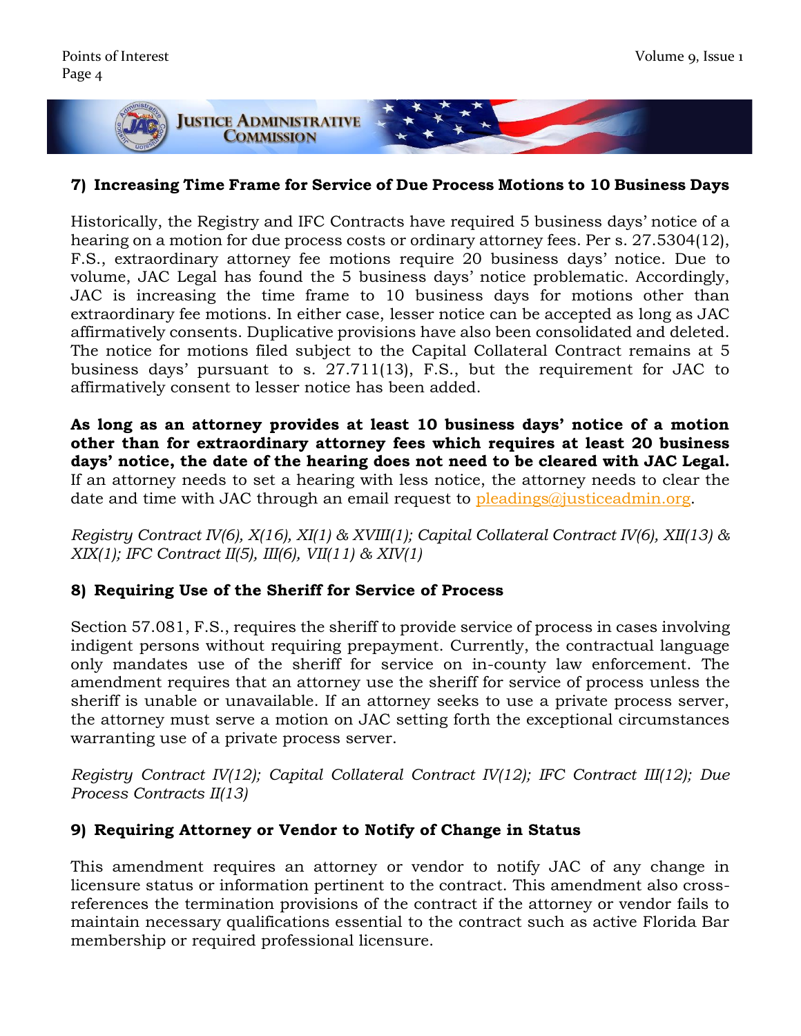### 7) Increasing Time Frame for Service of Due Process Motions to 10 Business Days

Historically, the Registry and IFC Contracts have required 5 business days' notice of a hearing on a motion for due process costs or ordinary attorney fees. Per s. 27.5304(12), F.S., extraordinary attorney fee motions require 20 business days' notice. Due to volume, JAC Legal has found the 5 business days' notice problematic. Accordingly, JAC is increasing the time frame to 10 business days for motions other than extraordinary fee motions. In either case, lesser notice can be accepted as long as JAC affirmatively consents. Duplicative provisions have also been consolidated and deleted. The notice for motions filed subject to the Capital Collateral Contract remains at 5 business days' pursuant to s. 27.711(13), F.S., but the requirement for JAC to affirmatively consent to lesser notice has been added.

**As long as an attorney provides at least 10 business days' notice of a motion other than for extraordinary attorney fees which requires at least 20 business days' notice, the date of the hearing does not need to be cleared with JAC Legal.** If an attorney needs to set a hearing with less notice, the attorney needs to clear the date and time with JAC through an email request to pleadings@justiceadmin.org.

*Registry Contract IV(6), X(16), XI(1) & XVIII(1); Capital Collateral Contract IV(6), XII(13) & XIX(1); IFC Contract II(5), III(6), VII(11) & XIV(1)*

### 8) Requiring Use of the Sheriff for Service of Process

Section 57.081, F.S., requires the sheriff to provide service of process in cases involving indigent persons without requiring prepayment. Currently, the contractual language only mandates use of the sheriff for service on in-county law enforcement. The amendment requires that an attorney use the sheriff for service of process unless the sheriff is unable or unavailable. If an attorney seeks to use a private process server, the attorney must serve a motion on JAC setting forth the exceptional circumstances warranting use of a private process server.

*Registry Contract IV(12); Capital Collateral Contract IV(12); IFC Contract III(12); Due Process Contracts II(13)*

### 9) Requiring Attorney or Vendor to Notify of Change in Status

This amendment requires an attorney or vendor to notify JAC of any change in licensure status or information pertinent to the contract. This amendment also cross-references the termination provisions of the contract if the attorney or vendor fails to maintain necessary qualifications essential to the contract such as active Florida Bar membership or required professional licensure.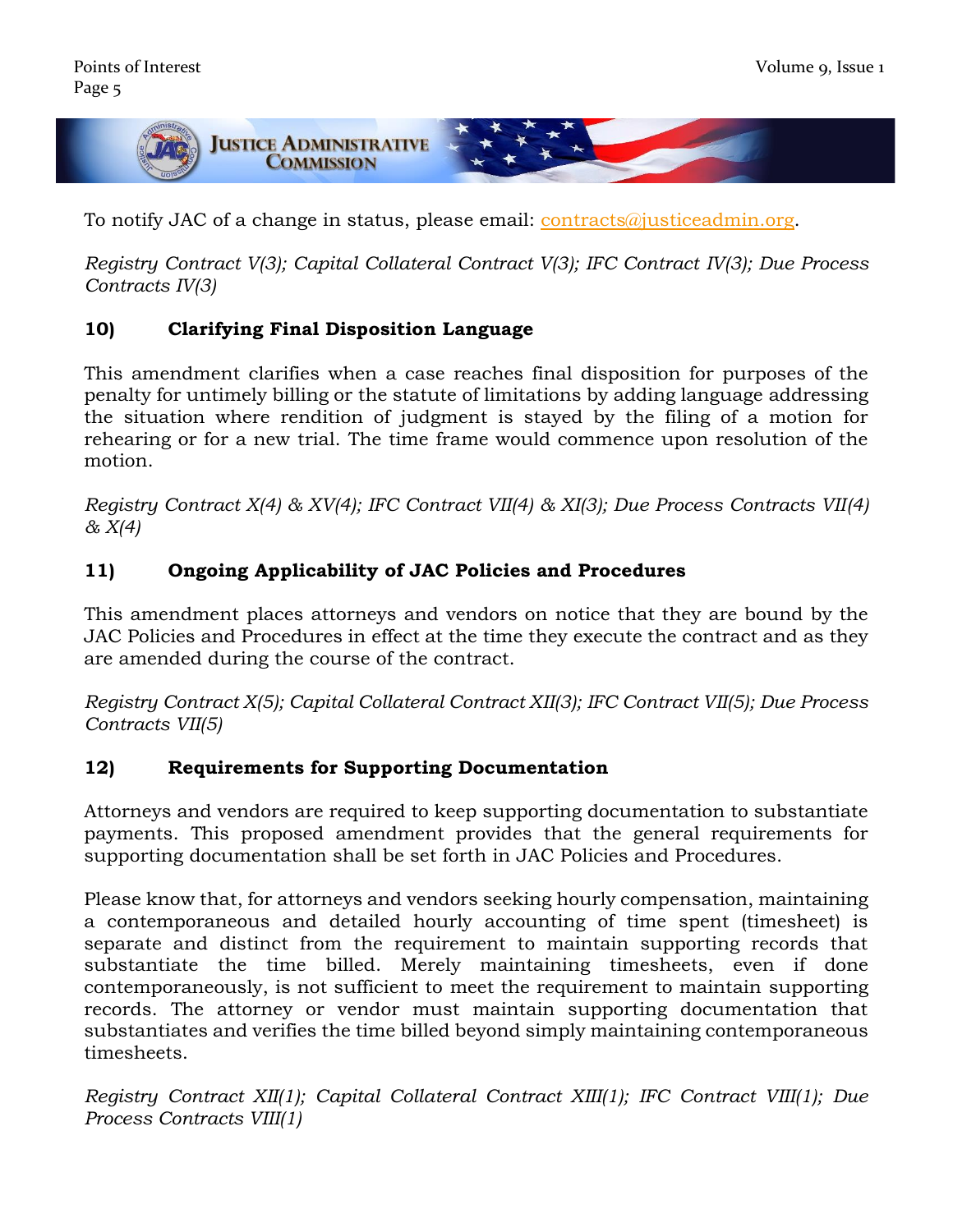To notify JAC of a change in status, please email: contracts@justiceadmin.org.

*Registry Contract V(3); Capital Collateral Contract V(3); IFC Contract IV(3); Due Process Contracts IV(3)*

### 10) Clarifying Final Disposition Language

This amendment clarifies when a case reaches final disposition for purposes of the penalty for untimely billing or the statute of limitations by adding language addressing the situation where rendition of judgment is stayed by the filing of a motion for rehearing or for a new trial. The time frame would commence upon resolution of the motion.

*Registry Contract X(4) & XV(4); IFC Contract VII(4) & XI(3); Due Process Contracts VII(4) & X(4)*

### 11) Ongoing Applicability of JAC Policies and Procedures

This amendment places attorneys and vendors on notice that they are bound by the JAC Policies and Procedures in effect at the time they execute the contract and as they are amended during the course of the contract.

*Registry Contract X(5); Capital Collateral Contract XII(3); IFC Contract VII(5); Due Process Contracts VII(5)*

### 12) Requirements for Supporting Documentation

Attorneys and vendors are required to keep supporting documentation to substantiate payments. This proposed amendment provides that the general requirements for supporting documentation shall be set forth in JAC Policies and Procedures.

Please know that, for attorneys and vendors seeking hourly compensation, maintaining a contemporaneous and detailed hourly accounting of time spent (timesheet) is separate and distinct from the requirement to maintain supporting records that substantiate the time billed. Merely maintaining timesheets, even if done contemporaneously, is not sufficient to meet the requirement to maintain supporting records. The attorney or vendor must maintain supporting documentation that substantiates and verifies the time billed beyond simply maintaining contemporaneous timesheets.

*Registry Contract XII(1); Capital Collateral Contract XIII(1); IFC Contract VIII(1); Due Process Contracts VIII(1)*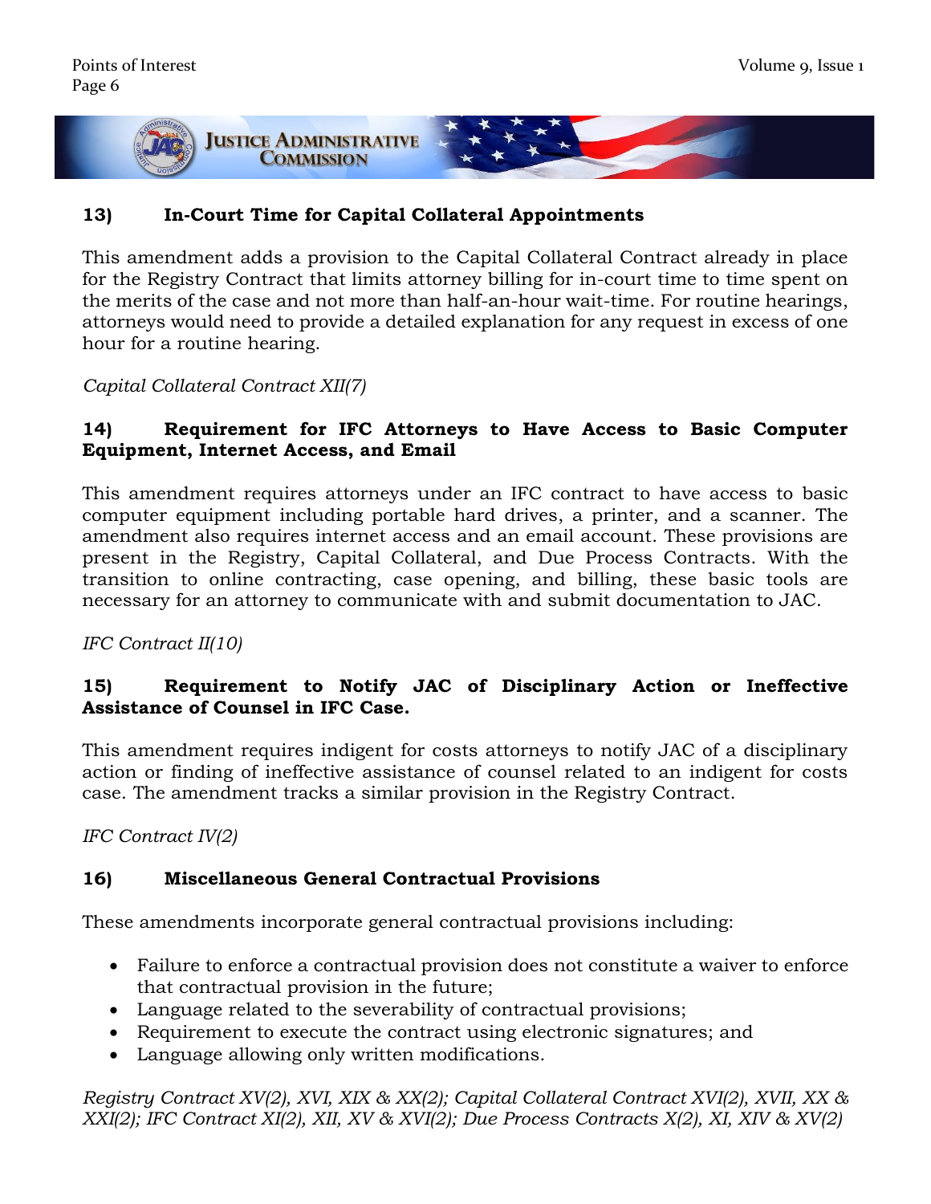### 13) In-Court Time for Capital Collateral Appointments

This amendment adds a provision to the Capital Collateral Contract already in place for the Registry Contract that limits attorney billing for in-court time to time spent on the merits of the case and not more than half-an-hour wait-time. For routine hearings, attorneys would need to provide a detailed explanation for any request in excess of one hour for a routine hearing.

*Capital Collateral Contract XII(7)*

### 14) Requirement for IFC Attorneys to Have Access to Basic Computer Equipment, Internet Access, and Email

This amendment requires attorneys under an IFC contract to have access to basic computer equipment including portable hard drives, a printer, and a scanner. The amendment also requires internet access and an email account. These provisions are present in the Registry, Capital Collateral, and Due Process Contracts. With the transition to online contracting, case opening, and billing, these basic tools are necessary for an attorney to communicate with and submit documentation to JAC.

*IFC Contract II(10)*

### 15) Requirement to Notify JAC of Disciplinary Action or Ineffective Assistance of Counsel in IFC Case.

This amendment requires indigent for costs attorneys to notify JAC of a disciplinary action or finding of ineffective assistance of counsel related to an indigent for costs case. The amendment tracks a similar provision in the Registry Contract.

*IFC Contract IV(2)*

### 16) Miscellaneous General Contractual Provisions

These amendments incorporate general contractual provisions including:

- Failure to enforce a contractual provision does not constitute a waiver to enforce that contractual provision in the future;
- Language related to the severability of contractual provisions;
- Requirement to execute the contract using electronic signatures; and
- Language allowing only written modifications.

*Registry Contract XV(2), XVI, XIX & XX(2); Capital Collateral Contract XVI(2), XVII, XX & XXI(2); IFC Contract XI(2), XII, XV & XVI(2); Due Process Contracts X(2), XI, XIV & XV(2)*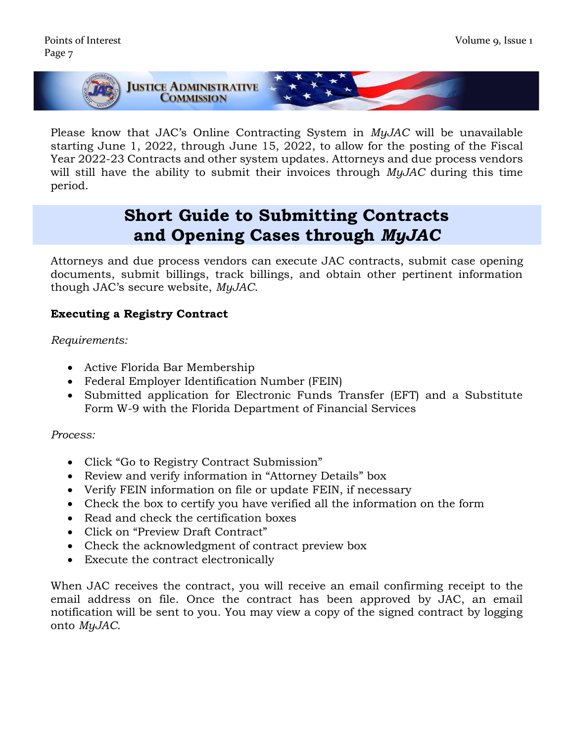Please know that JAC's Online Contracting System in *MyJAC* will be unavailable starting June 1, 2022, through June 15, 2022, to allow for the posting of the Fiscal Year 2022-23 Contracts and other system updates. Attorneys and due process vendors will still have the ability to submit their invoices through *MyJAC* during this time period.

## Short Guide to Submitting Contracts and Opening Cases through *MyJAC*

Attorneys and due process vendors can execute JAC contracts, submit case opening documents, submit billings, track billings, and obtain other pertinent information though JAC's secure website, *MyJAC*.

**Executing a Registry Contract**

*Requirements:*

- Active Florida Bar Membership
- Federal Employer Identification Number (FEIN)
- Submitted application for Electronic Funds Transfer (EFT) and a Substitute Form W-9 with the Florida Department of Financial Services

*Process:*

- Click "Go to Registry Contract Submission"
- Review and verify information in "Attorney Details" box
- Verify FEIN information on file or update FEIN, if necessary
- Check the box to certify you have verified all the information on the form
- Read and check the certification boxes
- Click on "Preview Draft Contract"
- Check the acknowledgment of contract preview box
- Execute the contract electronically

When JAC receives the contract, you will receive an email confirming receipt to the email address on file. Once the contract has been approved by JAC, an email notification will be sent to you. You may view a copy of the signed contract by logging onto *MyJAC*.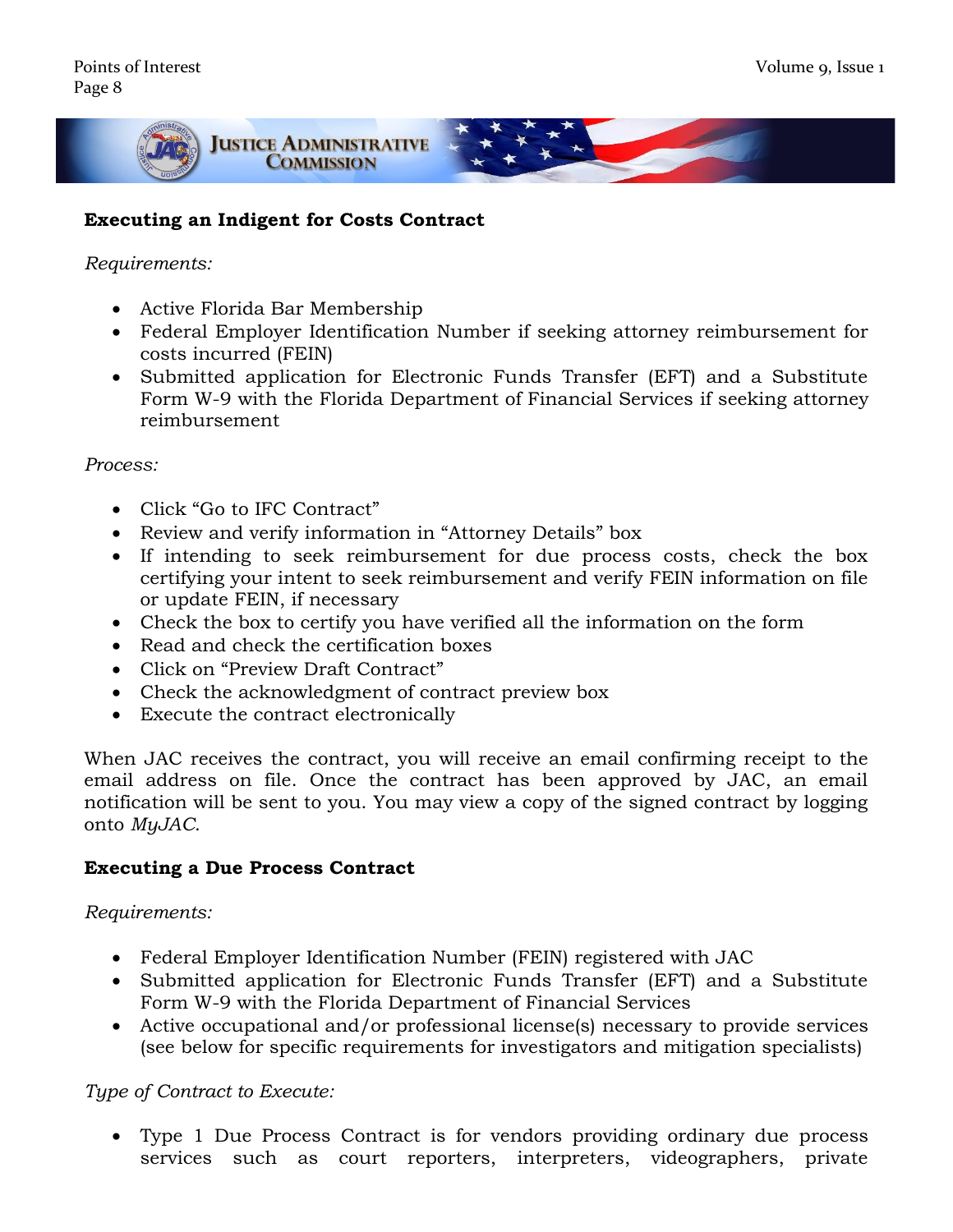### Executing an Indigent for Costs Contract

*Requirements:*

- Active Florida Bar Membership
- Federal Employer Identification Number if seeking attorney reimbursement for costs incurred (FEIN)
- Submitted application for Electronic Funds Transfer (EFT) and a Substitute Form W-9 with the Florida Department of Financial Services if seeking attorney reimbursement

*Process:*

- Click "Go to IFC Contract"
- Review and verify information in "Attorney Details" box
- If intending to seek reimbursement for due process costs, check the box certifying your intent to seek reimbursement and verify FEIN information on file or update FEIN, if necessary
- Check the box to certify you have verified all the information on the form
- Read and check the certification boxes
- Click on "Preview Draft Contract"
- Check the acknowledgment of contract preview box
- Execute the contract electronically

When JAC receives the contract, you will receive an email confirming receipt to the email address on file. Once the contract has been approved by JAC, an email notification will be sent to you. You may view a copy of the signed contract by logging onto *MyJAC*.

### Executing a Due Process Contract

*Requirements:*

- Federal Employer Identification Number (FEIN) registered with JAC
- Submitted application for Electronic Funds Transfer (EFT) and a Substitute Form W-9 with the Florida Department of Financial Services
- Active occupational and/or professional license(s) necessary to provide services (see below for specific requirements for investigators and mitigation specialists)

*Type of Contract to Execute:*

- Type 1 Due Process Contract is for vendors providing ordinary due process services such as court reporters, interpreters, videographers, private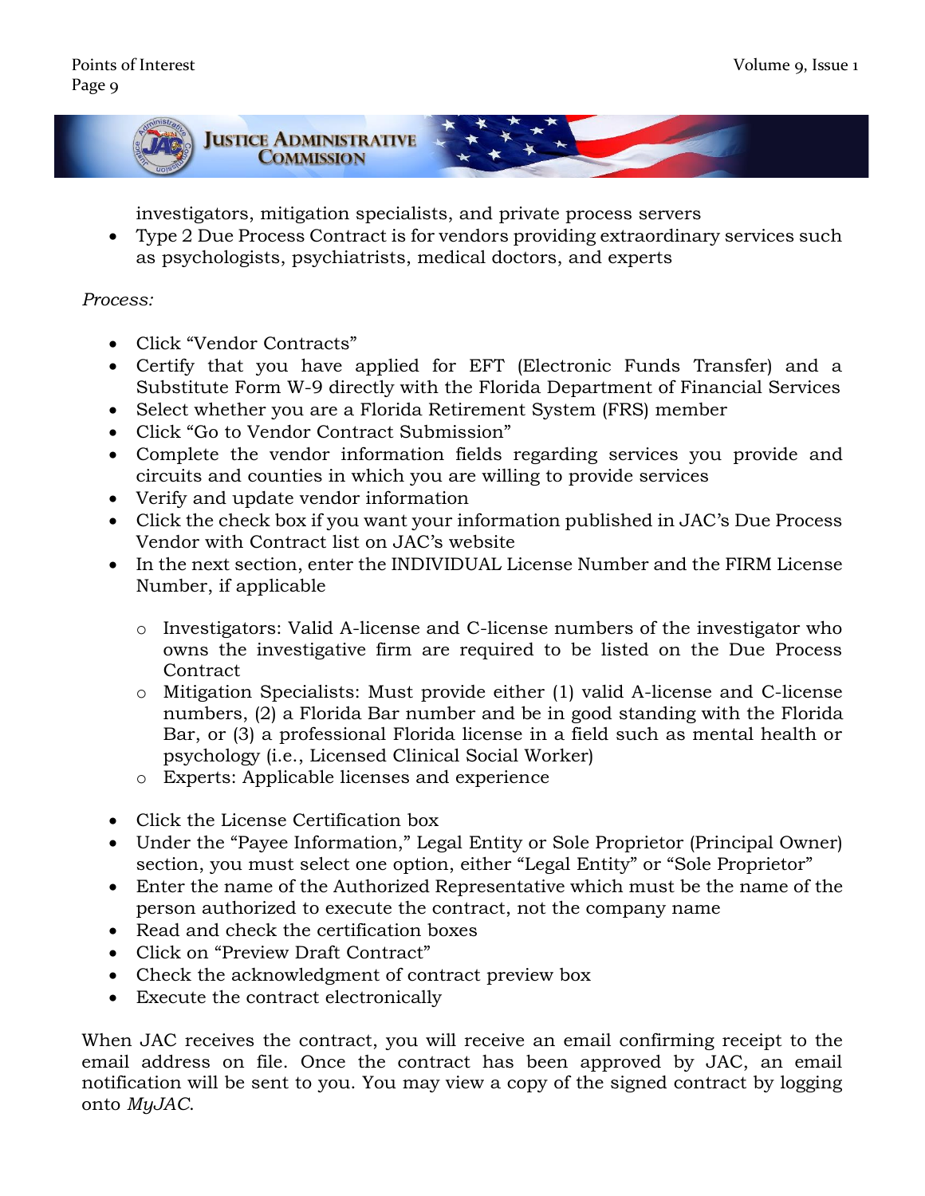investigators, mitigation specialists, and private process servers

- Type 2 Due Process Contract is for vendors providing extraordinary services such as psychologists, psychiatrists, medical doctors, and experts

*Process:*

- Click "Vendor Contracts"
- Certify that you have applied for EFT (Electronic Funds Transfer) and a Substitute Form W-9 directly with the Florida Department of Financial Services
- Select whether you are a Florida Retirement System (FRS) member
- Click "Go to Vendor Contract Submission"
- Complete the vendor information fields regarding services you provide and circuits and counties in which you are willing to provide services
- Verify and update vendor information
- Click the check box if you want your information published in JAC's Due Process Vendor with Contract list on JAC's website
- In the next section, enter the INDIVIDUAL License Number and the FIRM License Number, if applicable
    - Investigators: Valid A-license and C-license numbers of the investigator who owns the investigative firm are required to be listed on the Due Process Contract
    - Mitigation Specialists: Must provide either (1) valid A-license and C-license numbers, (2) a Florida Bar number and be in good standing with the Florida Bar, or (3) a professional Florida license in a field such as mental health or psychology (i.e., Licensed Clinical Social Worker)
    - Experts: Applicable licenses and experience
- Click the License Certification box
- Under the "Payee Information," Legal Entity or Sole Proprietor (Principal Owner) section, you must select one option, either "Legal Entity" or "Sole Proprietor"
- Enter the name of the Authorized Representative which must be the name of the person authorized to execute the contract, not the company name
- Read and check the certification boxes
- Click on "Preview Draft Contract"
- Check the acknowledgment of contract preview box
- Execute the contract electronically

When JAC receives the contract, you will receive an email confirming receipt to the email address on file. Once the contract has been approved by JAC, an email notification will be sent to you. You may view a copy of the signed contract by logging onto *MyJAC*.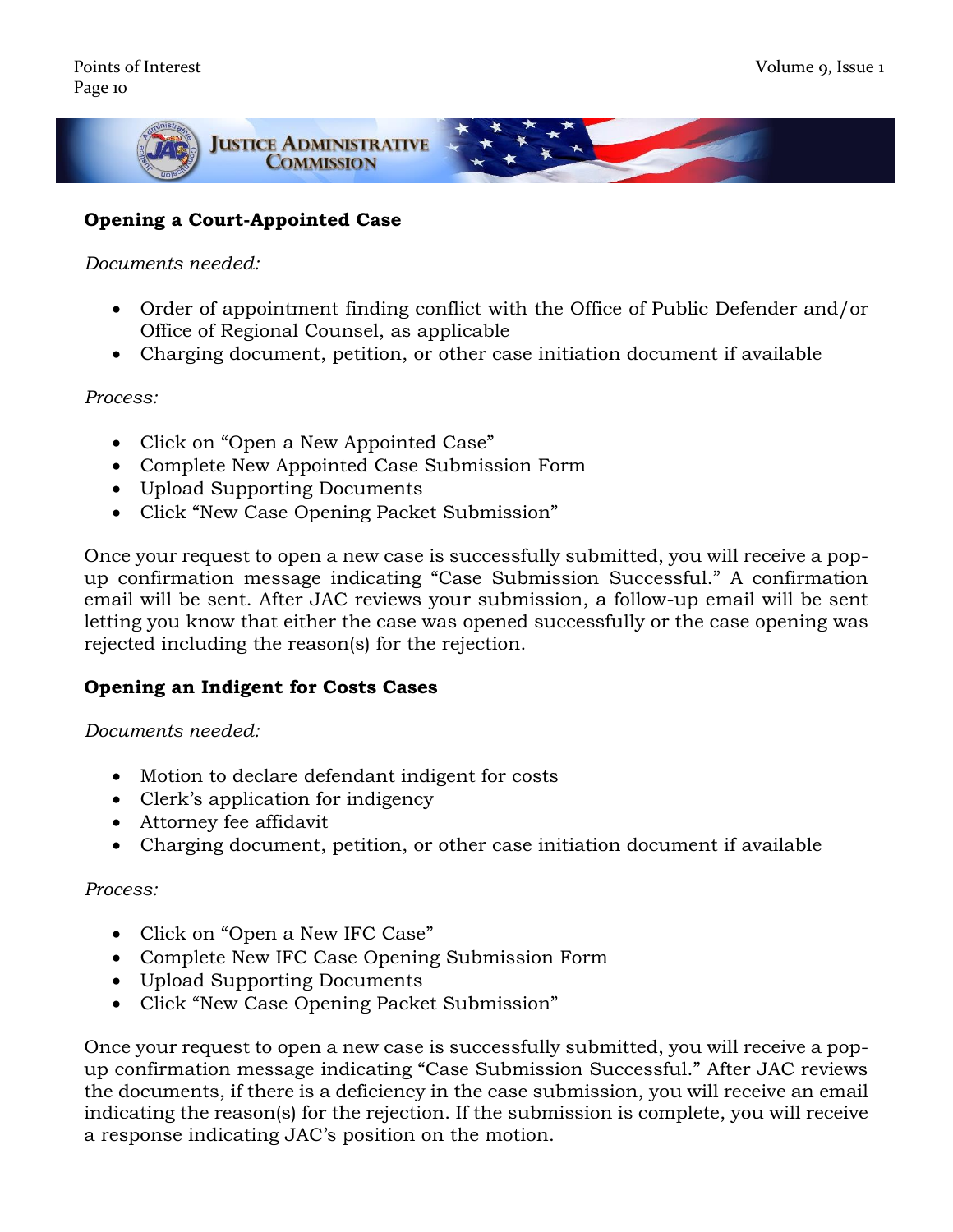**Opening a Court-Appointed Case**

*Documents needed:*

- Order of appointment finding conflict with the Office of Public Defender and/or Office of Regional Counsel, as applicable
- Charging document, petition, or other case initiation document if available

*Process:*

- Click on "Open a New Appointed Case"
- Complete New Appointed Case Submission Form
- Upload Supporting Documents
- Click "New Case Opening Packet Submission"

Once your request to open a new case is successfully submitted, you will receive a pop-up confirmation message indicating "Case Submission Successful." A confirmation email will be sent. After JAC reviews your submission, a follow-up email will be sent letting you know that either the case was opened successfully or the case opening was rejected including the reason(s) for the rejection.

**Opening an Indigent for Costs Cases**

*Documents needed:*

- Motion to declare defendant indigent for costs
- Clerk's application for indigency
- Attorney fee affidavit
- Charging document, petition, or other case initiation document if available

*Process:*

- Click on "Open a New IFC Case"
- Complete New IFC Case Opening Submission Form
- Upload Supporting Documents
- Click "New Case Opening Packet Submission"

Once your request to open a new case is successfully submitted, you will receive a pop-up confirmation message indicating "Case Submission Successful." After JAC reviews the documents, if there is a deficiency in the case submission, you will receive an email indicating the reason(s) for the rejection. If the submission is complete, you will receive a response indicating JAC's position on the motion.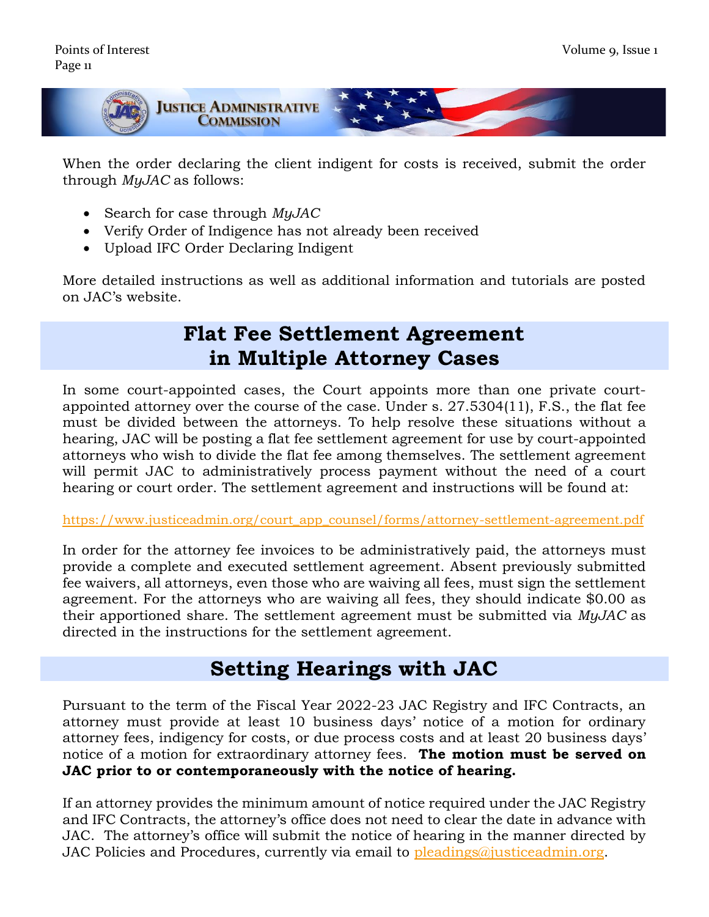When the order declaring the client indigent for costs is received, submit the order through *MyJAC* as follows:

- Search for case through *MyJAC*
- Verify Order of Indigence has not already been received
- Upload IFC Order Declaring Indigent

More detailed instructions as well as additional information and tutorials are posted on JAC's website.

## Flat Fee Settlement Agreement in Multiple Attorney Cases

In some court-appointed cases, the Court appoints more than one private court-appointed attorney over the course of the case. Under s. 27.5304(11), F.S., the flat fee must be divided between the attorneys. To help resolve these situations without a hearing, JAC will be posting a flat fee settlement agreement for use by court-appointed attorneys who wish to divide the flat fee among themselves. The settlement agreement will permit JAC to administratively process payment without the need of a court hearing or court order. The settlement agreement and instructions will be found at:

https://www.justiceadmin.org/court_app_counsel/forms/attorney-settlement-agreement.pdf

In order for the attorney fee invoices to be administratively paid, the attorneys must provide a complete and executed settlement agreement. Absent previously submitted fee waivers, all attorneys, even those who are waiving all fees, must sign the settlement agreement. For the attorneys who are waiving all fees, they should indicate $0.00 as their apportioned share. The settlement agreement must be submitted via *MyJAC* as directed in the instructions for the settlement agreement.

## Setting Hearings with JAC

Pursuant to the term of the Fiscal Year 2022-23 JAC Registry and IFC Contracts, an attorney must provide at least 10 business days' notice of a motion for ordinary attorney fees, indigency for costs, or due process costs and at least 20 business days' notice of a motion for extraordinary attorney fees. **The motion must be served on JAC prior to or contemporaneously with the notice of hearing.**

If an attorney provides the minimum amount of notice required under the JAC Registry and IFC Contracts, the attorney's office does not need to clear the date in advance with JAC. The attorney's office will submit the notice of hearing in the manner directed by JAC Policies and Procedures, currently via email to pleadings@justiceadmin.org.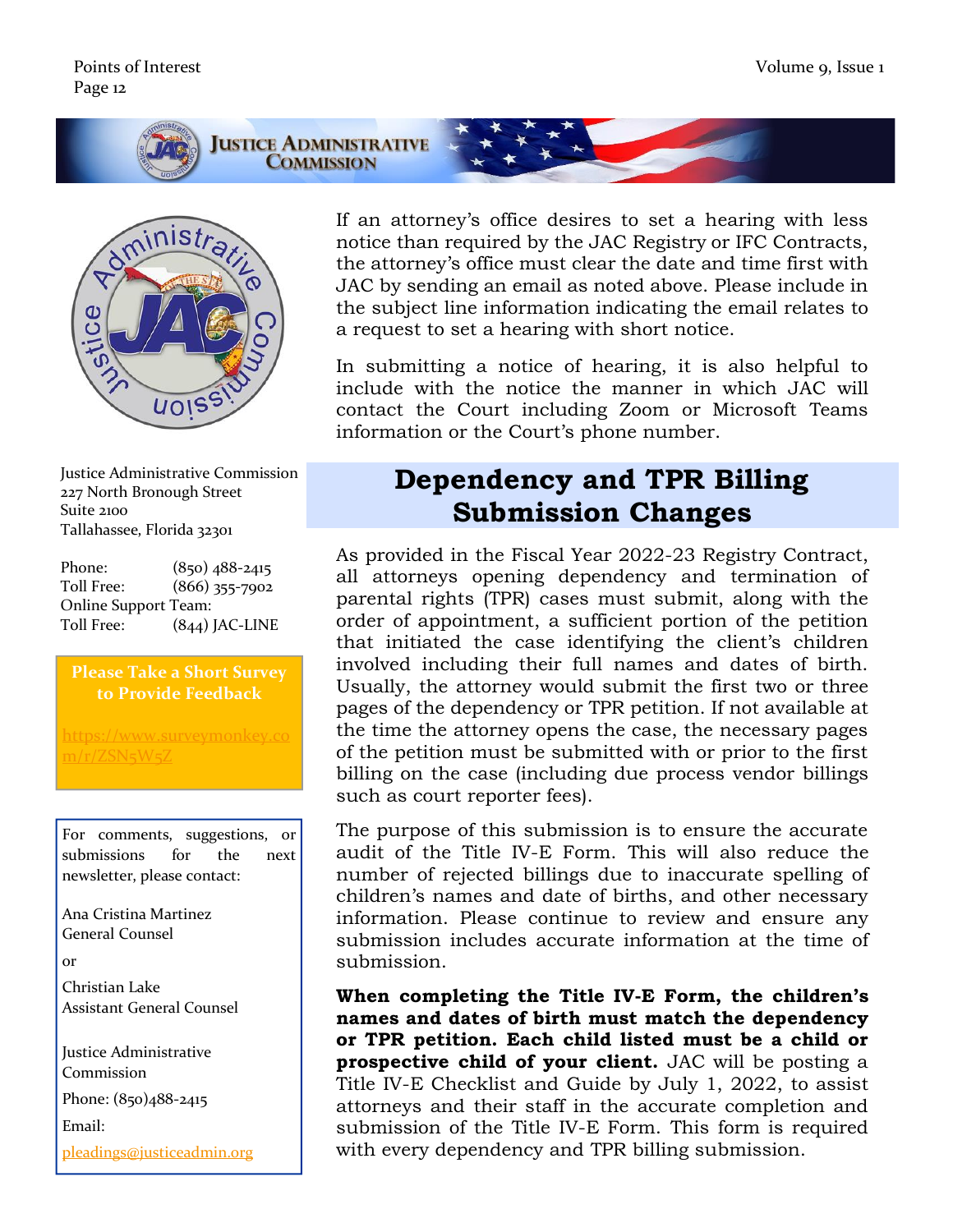If an attorney's office desires to set a hearing with less notice than required by the JAC Registry or IFC Contracts, the attorney's office must clear the date and time first with JAC by sending an email as noted above. Please include in the subject line information indicating the email relates to a request to set a hearing with short notice.

In submitting a notice of hearing, it is also helpful to include with the notice the manner in which JAC will contact the Court including Zoom or Microsoft Teams information or the Court's phone number.

## Dependency and TPR Billing Submission Changes

As provided in the Fiscal Year 2022-23 Registry Contract, all attorneys opening dependency and termination of parental rights (TPR) cases must submit, along with the order of appointment, a sufficient portion of the petition that initiated the case identifying the client's children involved including their full names and dates of birth. Usually, the attorney would submit the first two or three pages of the dependency or TPR petition. If not available at the time the attorney opens the case, the necessary pages of the petition must be submitted with or prior to the first billing on the case (including due process vendor billings such as court reporter fees).

The purpose of this submission is to ensure the accurate audit of the Title IV-E Form. This will also reduce the number of rejected billings due to inaccurate spelling of children's names and date of births, and other necessary information. Please continue to review and ensure any submission includes accurate information at the time of submission.

**When completing the Title IV-E Form, the children's names and dates of birth must match the dependency or TPR petition. Each child listed must be a child or prospective child of your client.** JAC will be posting a Title IV-E Checklist and Guide by July 1, 2022, to assist attorneys and their staff in the accurate completion and submission of the Title IV-E Form. This form is required with every dependency and TPR billing submission.

Justice Administrative Commission
227 North Bronough Street
Suite 2100
Tallahassee, Florida 32301

| | |
|---|---|
| Phone: | (850) 488-2415 |
| Toll Free: | (866) 355-7902 |
| Online Support Team: | |
| Toll Free: | (844) JAC-LINE |

**Please Take a Short Survey to Provide Feedback**

https://www.surveymonkey.com/r/ZSN5W5Z

For comments, suggestions, or submissions for the next newsletter, please contact:

Ana Cristina Martinez
General Counsel

or

Christian Lake
Assistant General Counsel

Justice Administrative Commission

Phone: (850)488-2415

Email:

pleadings@justiceadmin.org